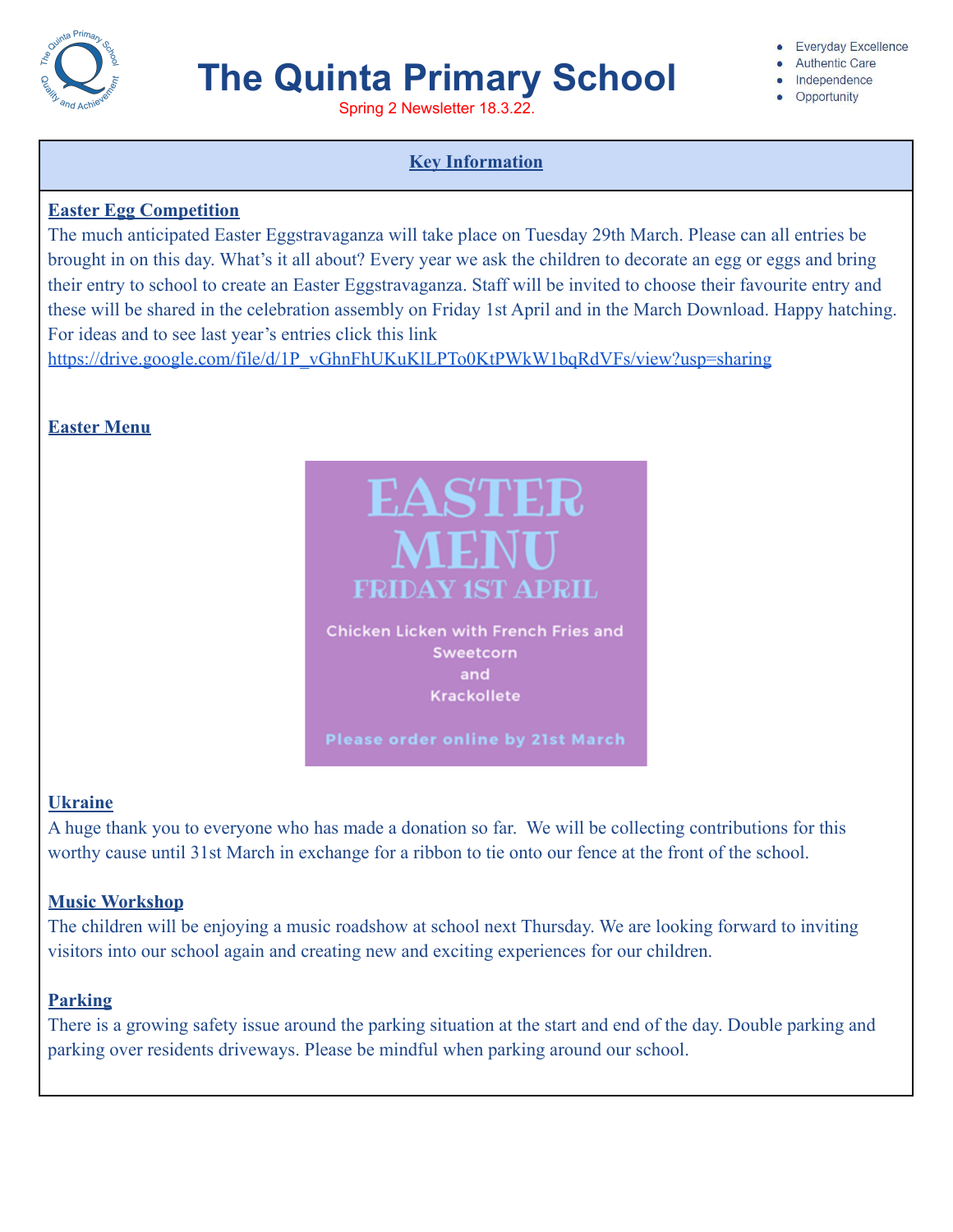# The Quinta Primary School

Spring 2 Newsletter 18.3.22.

- Everyday Excellence
- Authentic Care
- Independence
- Opportunity

## Key Information

### Easter Egg Competition

The much anticipated Easter Eggstravaganza will take place on Tuesday 29th March. Please can all entries be brought in on this day. What's it all about? Every year we ask the children to decorate an egg or eggs and bring their entry to school to create an Easter Eggstravaganza. Staff will be invited to choose their favourite entry and these will be shared in the celebration assembly on Friday 1st April and in the March Download. Happy hatching. For ideas and to see last year's entries click this link https://drive.google.com/file/d/1P_vGhnFhUKuKlLPTo0KtPWkW1bqRdVFs/view?usp=sharing

### Easter Menu

EASTER MENU
FRIDAY 1ST APRIL

Chicken Licken with French Fries and Sweetcorn
and
Krackollete

Please order online by 21st March

### Ukraine

A huge thank you to everyone who has made a donation so far. We will be collecting contributions for this worthy cause until 31st March in exchange for a ribbon to tie onto our fence at the front of the school.

### Music Workshop

The children will be enjoying a music roadshow at school next Thursday. We are looking forward to inviting visitors into our school again and creating new and exciting experiences for our children.

### Parking

There is a growing safety issue around the parking situation at the start and end of the day. Double parking and parking over residents driveways. Please be mindful when parking around our school.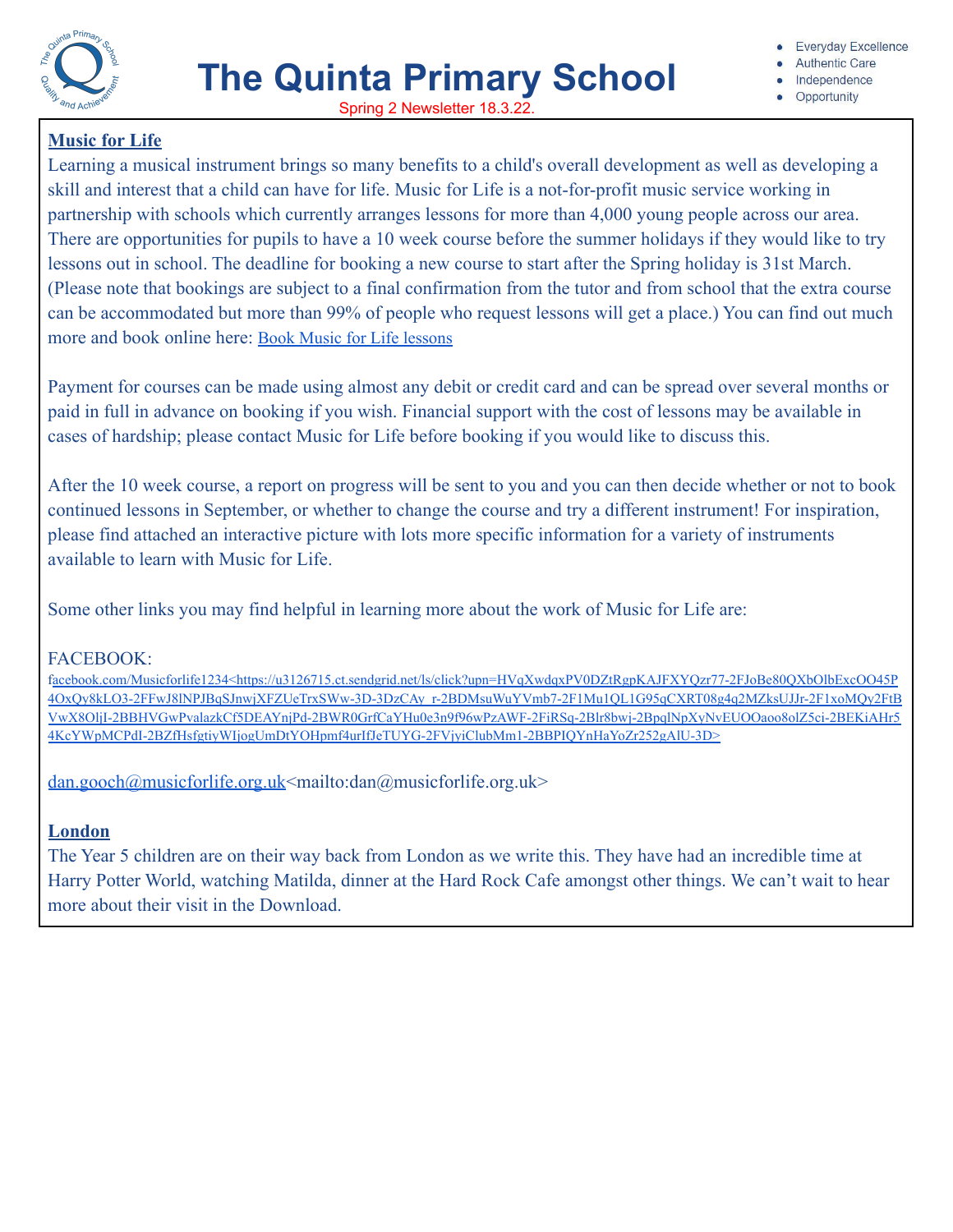# The Quinta Primary School

Spring 2 Newsletter 18.3.22.

- Everyday Excellence
- Authentic Care
- Independence
- Opportunity

## Music for Life

Learning a musical instrument brings so many benefits to a child's overall development as well as developing a skill and interest that a child can have for life. Music for Life is a not-for-profit music service working in partnership with schools which currently arranges lessons for more than 4,000 young people across our area. There are opportunities for pupils to have a 10 week course before the summer holidays if they would like to try lessons out in school. The deadline for booking a new course to start after the Spring holiday is 31st March. (Please note that bookings are subject to a final confirmation from the tutor and from school that the extra course can be accommodated but more than 99% of people who request lessons will get a place.) You can find out much more and book online here: Book Music for Life lessons

Payment for courses can be made using almost any debit or credit card and can be spread over several months or paid in full in advance on booking if you wish. Financial support with the cost of lessons may be available in cases of hardship; please contact Music for Life before booking if you would like to discuss this.

After the 10 week course, a report on progress will be sent to you and you can then decide whether or not to book continued lessons in September, or whether to change the course and try a different instrument! For inspiration, please find attached an interactive picture with lots more specific information for a variety of instruments available to learn with Music for Life.

Some other links you may find helpful in learning more about the work of Music for Life are:

FACEBOOK:
facebook.com/Musicforlife1234<https://u3126715.ct.sendgrid.net/ls/click?upn=HVqXwdqxPV0DZtRgpKAJFXYQzr77-2FJoBe80QXbOlbExcOO45P4OxQy8kLO3-2FFwJ8lNPJBqSJnwjXFZUeTrxSWw-3D-3DzCAy_r-2BDMsuWuYVmb7-2F1Mu1QL1G95qCXRT08g4q2MZksUJJr-2F1xoMQy2FtBVwX8OljI-2BBHVGwPvalazkCf5DEAYnjPd-2BWR0GrfCaYHu0e3n9f96wPzAWF-2FiRSq-2Blr8bwj-2BpqlNpXyNvEUOOaoo8olZ5ci-2BEKiAHr54KcYWpMCPdI-2BZfHsfgtiyWIjogUmDtYOHpmf4urIfJeTUYG-2FVjyiClubMm1-2BBPIQYnHaYoZr252gAlU-3D>

dan.gooch@musicforlife.org.uk<mailto:dan@musicforlife.org.uk>

## London

The Year 5 children are on their way back from London as we write this. They have had an incredible time at Harry Potter World, watching Matilda, dinner at the Hard Rock Cafe amongst other things. We can't wait to hear more about their visit in the Download.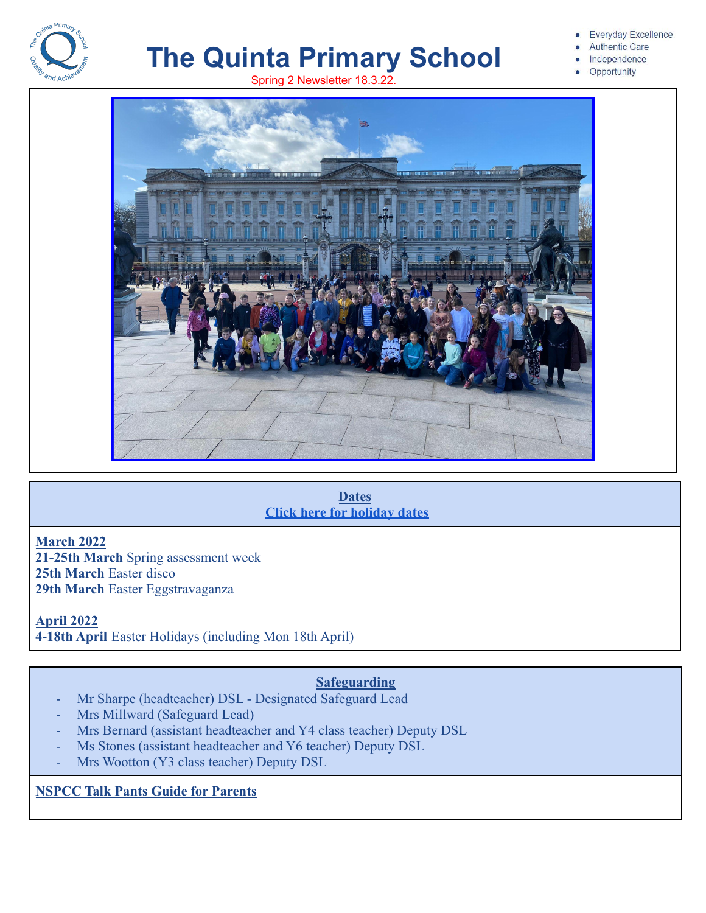# The Quinta Primary School

Spring 2 Newsletter 18.3.22.

- Everyday Excellence
- Authentic Care
- Independence
- Opportunity

## Dates

**Click here for holiday dates**

**March 2022**

**21-25th March** Spring assessment week
**25th March** Easter disco
**29th March** Easter Eggstravaganza

**April 2022**

**4-18th April** Easter Holidays (including Mon 18th April)

## Safeguarding

- Mr Sharpe (headteacher) DSL - Designated Safeguard Lead
- Mrs Millward (Safeguard Lead)
- Mrs Bernard (assistant headteacher and Y4 class teacher) Deputy DSL
- Ms Stones (assistant headteacher and Y6 teacher) Deputy DSL
- Mrs Wootton (Y3 class teacher) Deputy DSL

**NSPCC Talk Pants Guide for Parents**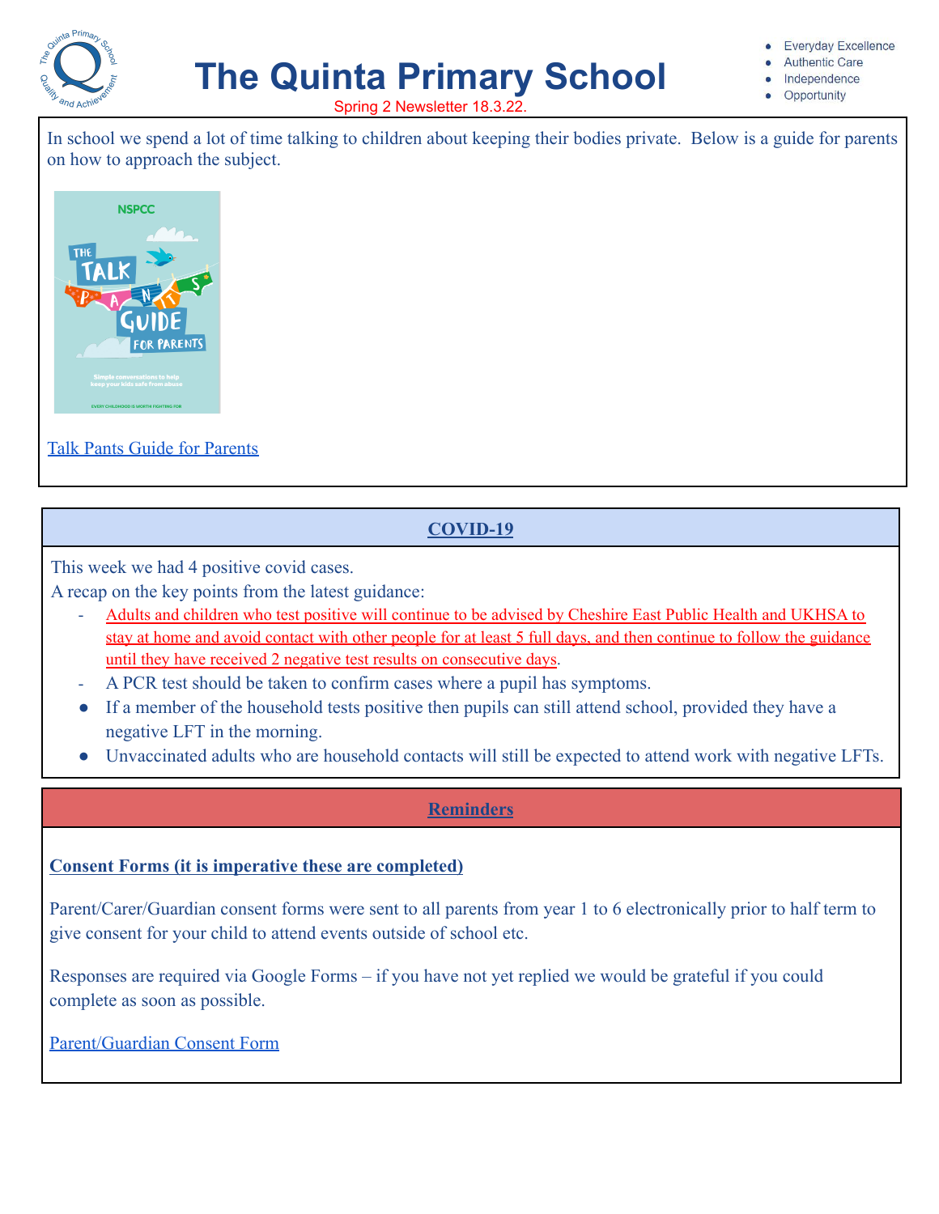# The Quinta Primary School

Spring 2 Newsletter 18.3.22.

- Everyday Excellence
- Authentic Care
- Independence
- Opportunity

In school we spend a lot of time talking to children about keeping their bodies private. Below is a guide for parents on how to approach the subject.

Talk Pants Guide for Parents

## COVID-19

This week we had 4 positive covid cases.

A recap on the key points from the latest guidance:

- Adults and children who test positive will continue to be advised by Cheshire East Public Health and UKHSA to stay at home and avoid contact with other people for at least 5 full days, and then continue to follow the guidance until they have received 2 negative test results on consecutive days.
- A PCR test should be taken to confirm cases where a pupil has symptoms.
- If a member of the household tests positive then pupils can still attend school, provided they have a negative LFT in the morning.
- Unvaccinated adults who are household contacts will still be expected to attend work with negative LFTs.

## Reminders

**Consent Forms (it is imperative these are completed)**

Parent/Carer/Guardian consent forms were sent to all parents from year 1 to 6 electronically prior to half term to give consent for your child to attend events outside of school etc.

Responses are required via Google Forms – if you have not yet replied we would be grateful if you could complete as soon as possible.

Parent/Guardian Consent Form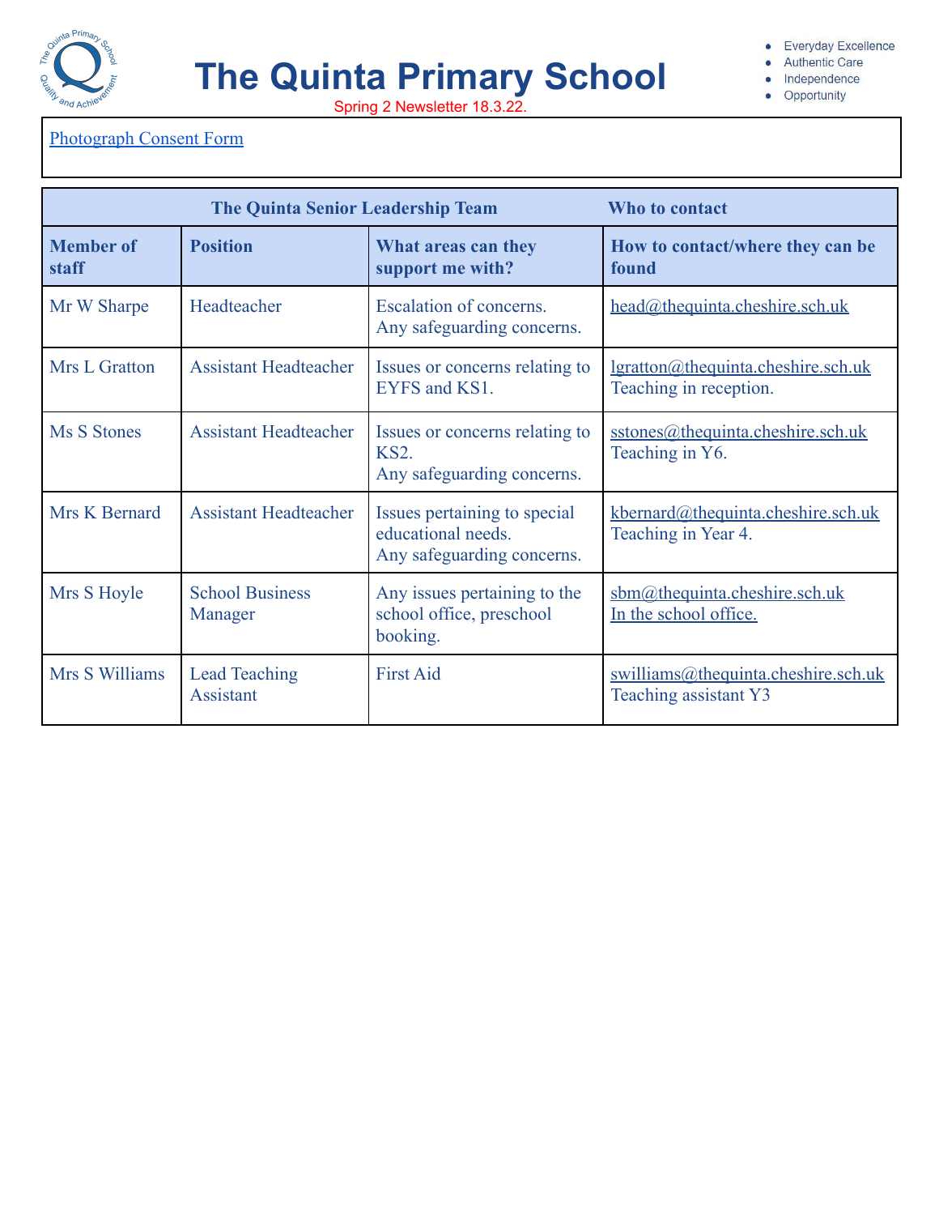# The Quinta Primary School

Spring 2 Newsletter 18.3.22.

- Everyday Excellence
- Authentic Care
- Independence
- Opportunity

Photograph Consent Form

| The Quinta Senior Leadership Team | | Who to contact | |
|---|---|---|---|
| **Member of staff** | **Position** | **What areas can they support me with?** | **How to contact/where they can be found** |
| Mr W Sharpe | Headteacher | Escalation of concerns. Any safeguarding concerns. | head@thequinta.cheshire.sch.uk |
| Mrs L Gratton | Assistant Headteacher | Issues or concerns relating to EYFS and KS1. | lgratton@thequinta.cheshire.sch.uk Teaching in reception. |
| Ms S Stones | Assistant Headteacher | Issues or concerns relating to KS2. Any safeguarding concerns. | sstones@thequinta.cheshire.sch.uk Teaching in Y6. |
| Mrs K Bernard | Assistant Headteacher | Issues pertaining to special educational needs. Any safeguarding concerns. | kbernard@thequinta.cheshire.sch.uk Teaching in Year 4. |
| Mrs S Hoyle | School Business Manager | Any issues pertaining to the school office, preschool booking. | sbm@thequinta.cheshire.sch.uk In the school office. |
| Mrs S Williams | Lead Teaching Assistant | First Aid | swilliams@thequinta.cheshire.sch.uk Teaching assistant Y3 |